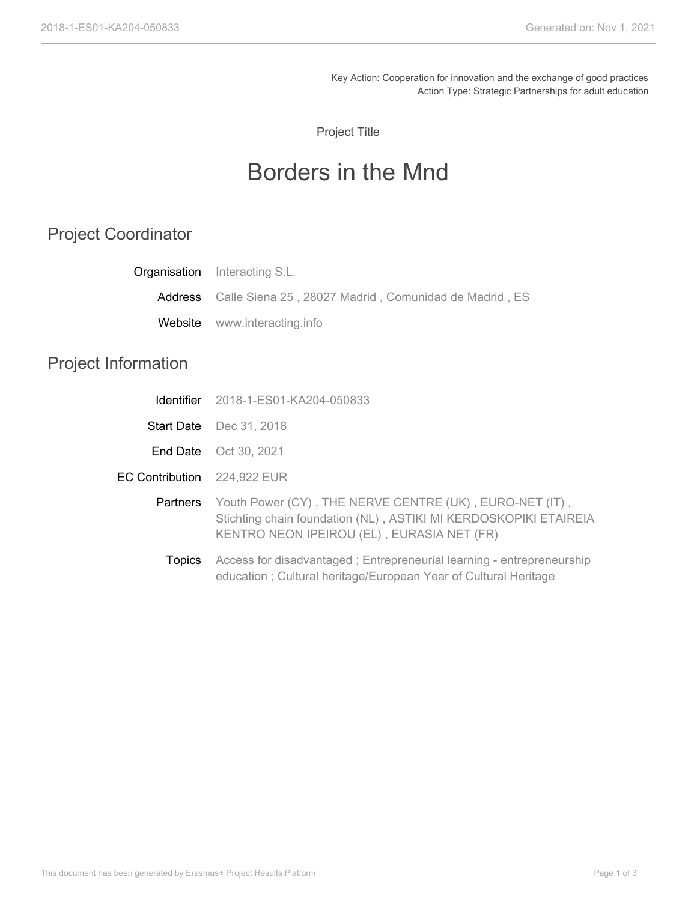Key Action: Cooperation for innovation and the exchange of good practices
Action Type: Strategic Partnerships for adult education

Project Title

# Borders in the Mnd

## Project Coordinator

| | |
|---|---|
| Organisation | Interacting S.L. |
| Address | Calle Siena 25 , 28027 Madrid , Comunidad de Madrid , ES |
| Website | www.interacting.info |

## Project Information

| | |
|---|---|
| Identifier | 2018-1-ES01-KA204-050833 |
| Start Date | Dec 31, 2018 |
| End Date | Oct 30, 2021 |
| EC Contribution | 224,922 EUR |
| Partners | Youth Power (CY) , THE NERVE CENTRE (UK) , EURO-NET (IT) , Stichting chain foundation (NL) , ASTIKI MI KERDOSKOPIKI ETAIREIA KENTRO NEON IPEIROU (EL) , EURASIA NET (FR) |
| Topics | Access for disadvantaged ; Entrepreneurial learning - entrepreneurship education ; Cultural heritage/European Year of Cultural Heritage |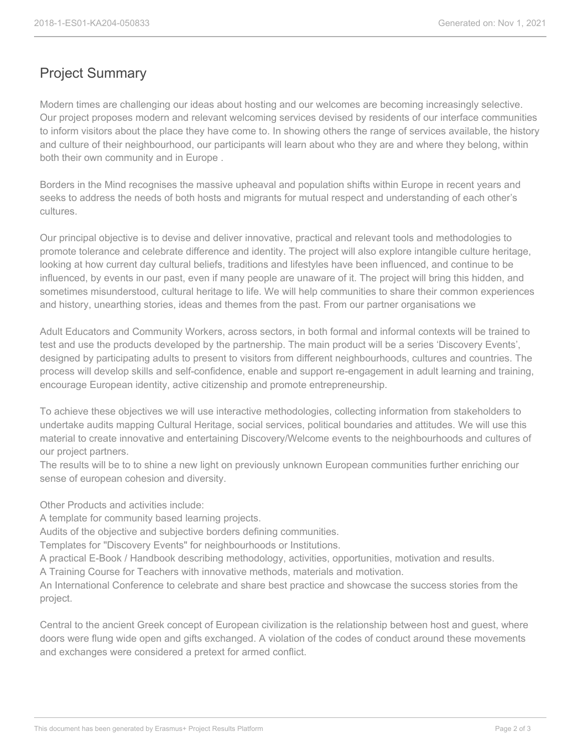## Project Summary

Modern times are challenging our ideas about hosting and our welcomes are becoming increasingly selective. Our project proposes modern and relevant welcoming services devised by residents of our interface communities to inform visitors about the place they have come to. In showing others the range of services available, the history and culture of their neighbourhood, our participants will learn about who they are and where they belong, within both their own community and in Europe .

Borders in the Mind recognises the massive upheaval and population shifts within Europe in recent years and seeks to address the needs of both hosts and migrants for mutual respect and understanding of each other's cultures.

Our principal objective is to devise and deliver innovative, practical and relevant tools and methodologies to promote tolerance and celebrate difference and identity. The project will also explore intangible culture heritage, looking at how current day cultural beliefs, traditions and lifestyles have been influenced, and continue to be influenced, by events in our past, even if many people are unaware of it. The project will bring this hidden, and sometimes misunderstood, cultural heritage to life. We will help communities to share their common experiences and history, unearthing stories, ideas and themes from the past. From our partner organisations we

Adult Educators and Community Workers, across sectors, in both formal and informal contexts will be trained to test and use the products developed by the partnership. The main product will be a series 'Discovery Events', designed by participating adults to present to visitors from different neighbourhoods, cultures and countries. The process will develop skills and self-confidence, enable and support re-engagement in adult learning and training, encourage European identity, active citizenship and promote entrepreneurship.

To achieve these objectives we will use interactive methodologies, collecting information from stakeholders to undertake audits mapping Cultural Heritage, social services, political boundaries and attitudes. We will use this material to create innovative and entertaining Discovery/Welcome events to the neighbourhoods and cultures of our project partners.
The results will be to to shine a new light on previously unknown European communities further enriching our sense of european cohesion and diversity.

Other Products and activities include:
A template for community based learning projects.
Audits of the objective and subjective borders defining communities.
Templates for "Discovery Events" for neighbourhoods or Institutions.
A practical E-Book / Handbook describing methodology, activities, opportunities, motivation and results.
A Training Course for Teachers with innovative methods, materials and motivation.
An International Conference to celebrate and share best practice and showcase the success stories from the project.

Central to the ancient Greek concept of European civilization is the relationship between host and guest, where doors were flung wide open and gifts exchanged. A violation of the codes of conduct around these movements and exchanges were considered a pretext for armed conflict.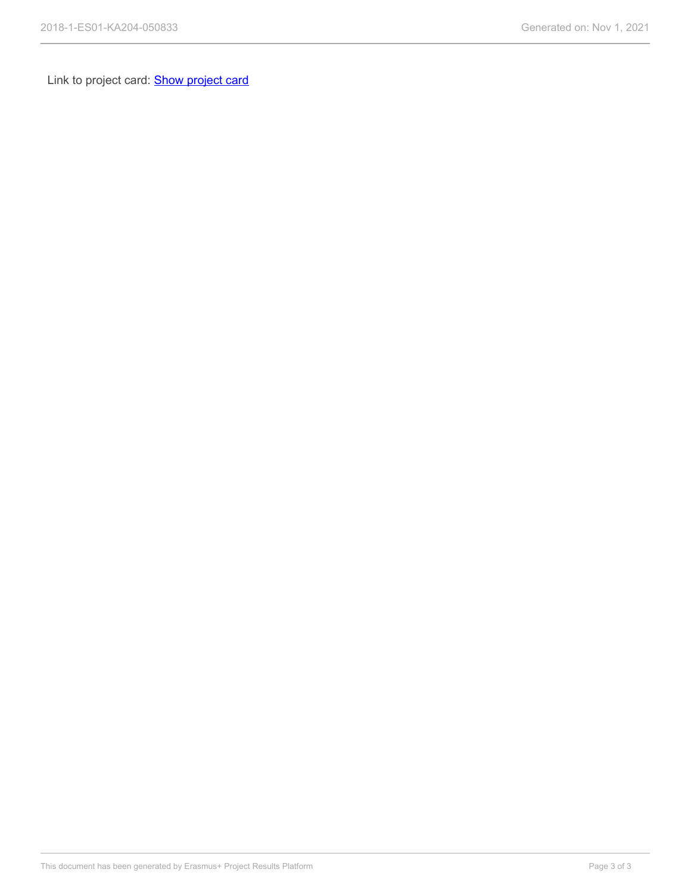Link to project card: [Show project card]